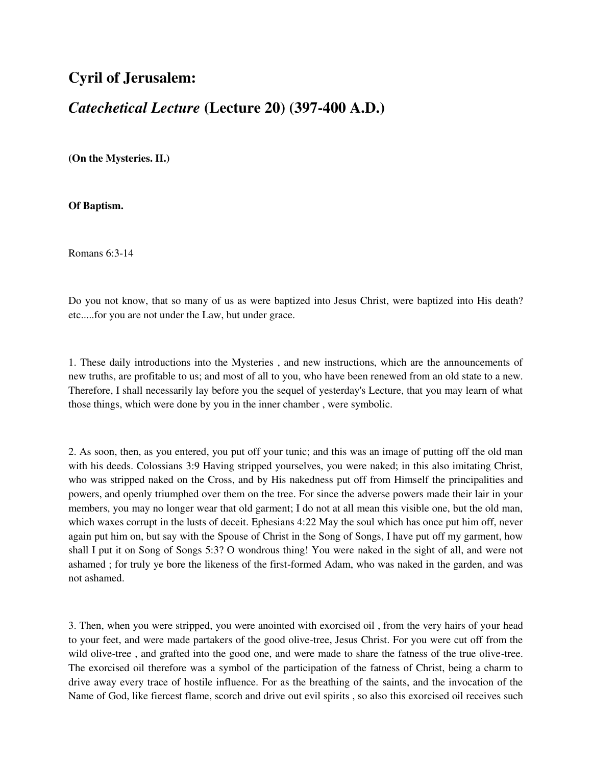# Cyril of Jerusalem:

## *Catechetical Lecture* (Lecture 20) (397-400 A.D.)

**(On the Mysteries. II.)**

**Of Baptism.**

Romans 6:3-14

Do you not know, that so many of us as were baptized into Jesus Christ, were baptized into His death? etc.....for you are not under the Law, but under grace.

1. These daily introductions into the Mysteries , and new instructions, which are the announcements of new truths, are profitable to us; and most of all to you, who have been renewed from an old state to a new. Therefore, I shall necessarily lay before you the sequel of yesterday's Lecture, that you may learn of what those things, which were done by you in the inner chamber , were symbolic.

2. As soon, then, as you entered, you put off your tunic; and this was an image of putting off the old man with his deeds. Colossians 3:9 Having stripped yourselves, you were naked; in this also imitating Christ, who was stripped naked on the Cross, and by His nakedness put off from Himself the principalities and powers, and openly triumphed over them on the tree. For since the adverse powers made their lair in your members, you may no longer wear that old garment; I do not at all mean this visible one, but the old man, which waxes corrupt in the lusts of deceit. Ephesians 4:22 May the soul which has once put him off, never again put him on, but say with the Spouse of Christ in the Song of Songs, I have put off my garment, how shall I put it on Song of Songs 5:3? O wondrous thing! You were naked in the sight of all, and were not ashamed ; for truly ye bore the likeness of the first-formed Adam, who was naked in the garden, and was not ashamed.

3. Then, when you were stripped, you were anointed with exorcised oil , from the very hairs of your head to your feet, and were made partakers of the good olive-tree, Jesus Christ. For you were cut off from the wild olive-tree , and grafted into the good one, and were made to share the fatness of the true olive-tree. The exorcised oil therefore was a symbol of the participation of the fatness of Christ, being a charm to drive away every trace of hostile influence. For as the breathing of the saints, and the invocation of the Name of God, like fiercest flame, scorch and drive out evil spirits , so also this exorcised oil receives such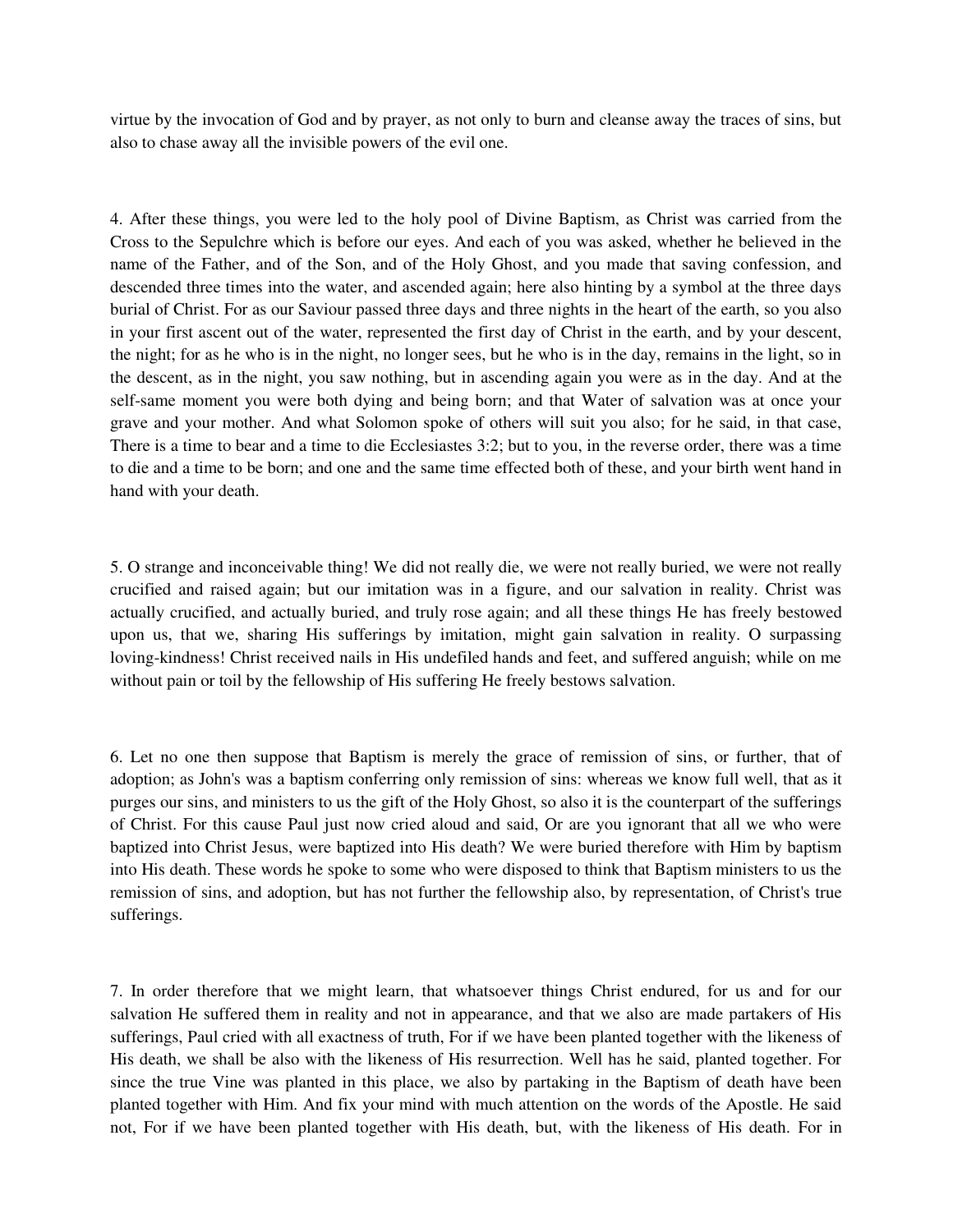virtue by the invocation of God and by prayer, as not only to burn and cleanse away the traces of sins, but also to chase away all the invisible powers of the evil one.

4. After these things, you were led to the holy pool of Divine Baptism, as Christ was carried from the Cross to the Sepulchre which is before our eyes. And each of you was asked, whether he believed in the name of the Father, and of the Son, and of the Holy Ghost, and you made that saving confession, and descended three times into the water, and ascended again; here also hinting by a symbol at the three days burial of Christ. For as our Saviour passed three days and three nights in the heart of the earth, so you also in your first ascent out of the water, represented the first day of Christ in the earth, and by your descent, the night; for as he who is in the night, no longer sees, but he who is in the day, remains in the light, so in the descent, as in the night, you saw nothing, but in ascending again you were as in the day. And at the self-same moment you were both dying and being born; and that Water of salvation was at once your grave and your mother. And what Solomon spoke of others will suit you also; for he said, in that case, There is a time to bear and a time to die Ecclesiastes 3:2; but to you, in the reverse order, there was a time to die and a time to be born; and one and the same time effected both of these, and your birth went hand in hand with your death.

5. O strange and inconceivable thing! We did not really die, we were not really buried, we were not really crucified and raised again; but our imitation was in a figure, and our salvation in reality. Christ was actually crucified, and actually buried, and truly rose again; and all these things He has freely bestowed upon us, that we, sharing His sufferings by imitation, might gain salvation in reality. O surpassing loving-kindness! Christ received nails in His undefiled hands and feet, and suffered anguish; while on me without pain or toil by the fellowship of His suffering He freely bestows salvation.

6. Let no one then suppose that Baptism is merely the grace of remission of sins, or further, that of adoption; as John's was a baptism conferring only remission of sins: whereas we know full well, that as it purges our sins, and ministers to us the gift of the Holy Ghost, so also it is the counterpart of the sufferings of Christ. For this cause Paul just now cried aloud and said, Or are you ignorant that all we who were baptized into Christ Jesus, were baptized into His death? We were buried therefore with Him by baptism into His death. These words he spoke to some who were disposed to think that Baptism ministers to us the remission of sins, and adoption, but has not further the fellowship also, by representation, of Christ's true sufferings.

7. In order therefore that we might learn, that whatsoever things Christ endured, for us and for our salvation He suffered them in reality and not in appearance, and that we also are made partakers of His sufferings, Paul cried with all exactness of truth, For if we have been planted together with the likeness of His death, we shall be also with the likeness of His resurrection. Well has he said, planted together. For since the true Vine was planted in this place, we also by partaking in the Baptism of death have been planted together with Him. And fix your mind with much attention on the words of the Apostle. He said not, For if we have been planted together with His death, but, with the likeness of His death. For in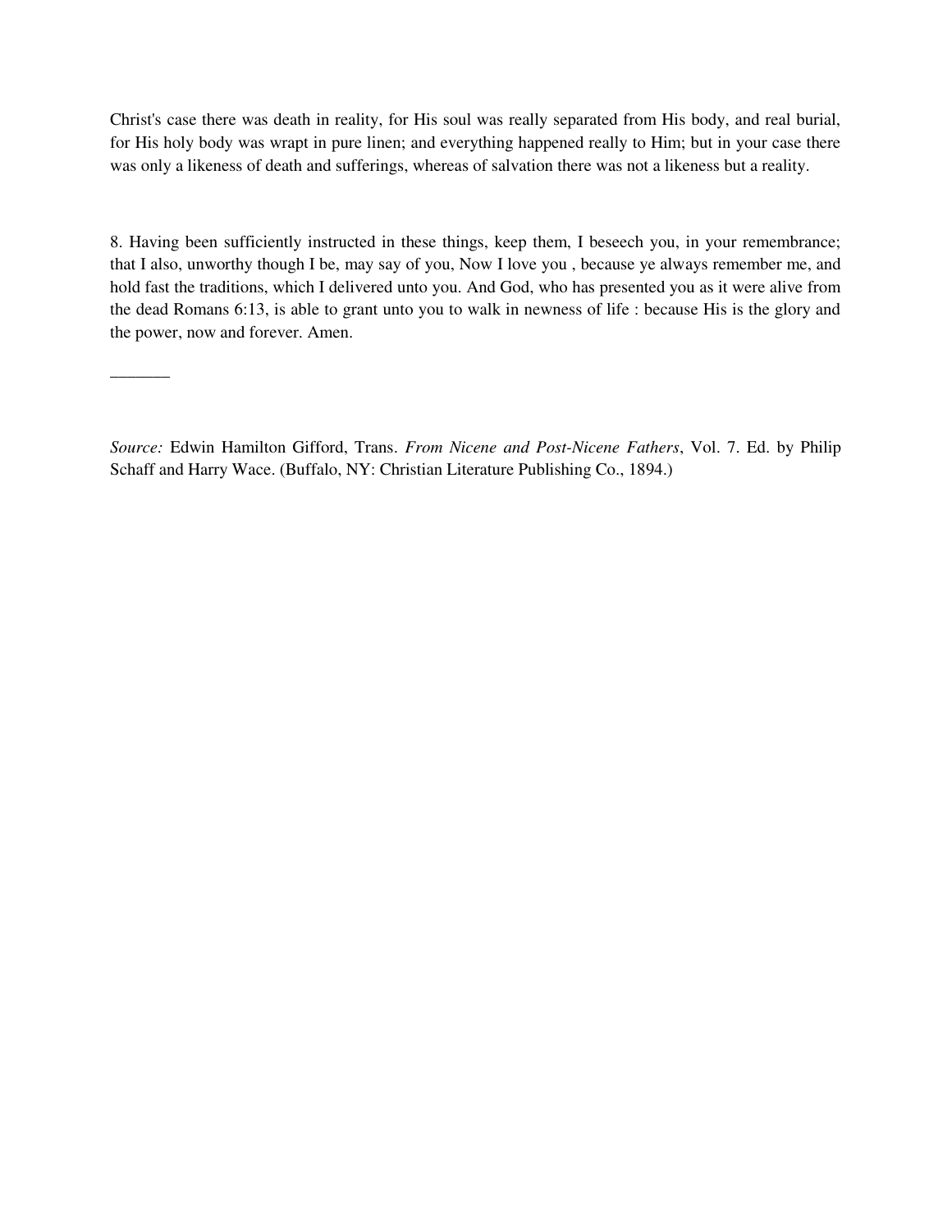Christ's case there was death in reality, for His soul was really separated from His body, and real burial, for His holy body was wrapt in pure linen; and everything happened really to Him; but in your case there was only a likeness of death and sufferings, whereas of salvation there was not a likeness but a reality.

8. Having been sufficiently instructed in these things, keep them, I beseech you, in your remembrance; that I also, unworthy though I be, may say of you, Now I love you , because ye always remember me, and hold fast the traditions, which I delivered unto you. And God, who has presented you as it were alive from the dead Romans 6:13, is able to grant unto you to walk in newness of life : because His is the glory and the power, now and forever. Amen.

_______

*Source:* Edwin Hamilton Gifford, Trans. *From Nicene and Post-Nicene Fathers*, Vol. 7. Ed. by Philip Schaff and Harry Wace. (Buffalo, NY: Christian Literature Publishing Co., 1894.)